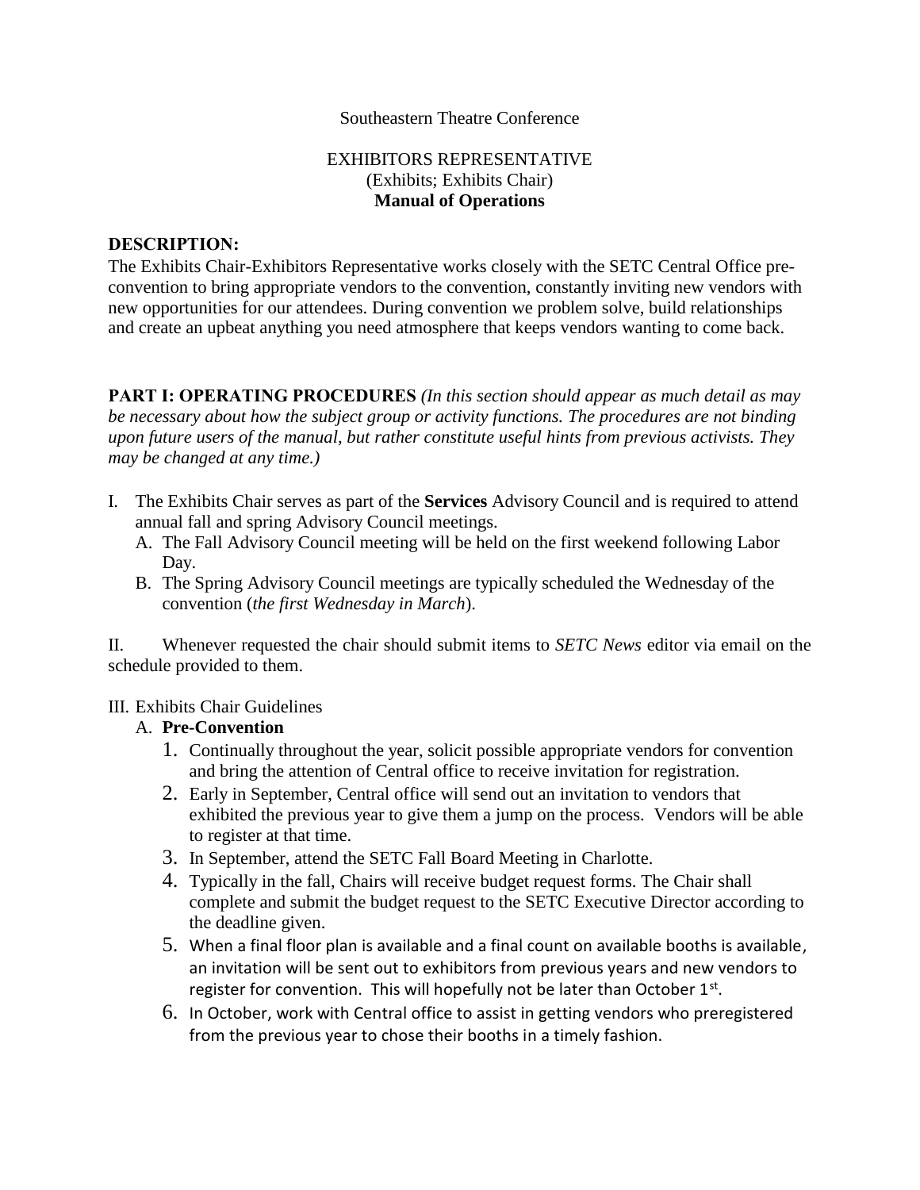Southeastern Theatre Conference

EXHIBITORS REPRESENTATIVE
(Exhibits; Exhibits Chair)
**Manual of Operations**

**DESCRIPTION:**
The Exhibits Chair-Exhibitors Representative works closely with the SETC Central Office pre-convention to bring appropriate vendors to the convention, constantly inviting new vendors with new opportunities for our attendees. During convention we problem solve, build relationships and create an upbeat anything you need atmosphere that keeps vendors wanting to come back.

**PART I: OPERATING PROCEDURES** *(In this section should appear as much detail as may be necessary about how the subject group or activity functions. The procedures are not binding upon future users of the manual, but rather constitute useful hints from previous activists. They may be changed at any time.)*

I. The Exhibits Chair serves as part of the **Services** Advisory Council and is required to attend annual fall and spring Advisory Council meetings.
   A. The Fall Advisory Council meeting will be held on the first weekend following Labor Day.
   B. The Spring Advisory Council meetings are typically scheduled the Wednesday of the convention (*the first Wednesday in March*).

II. Whenever requested the chair should submit items to *SETC News* editor via email on the schedule provided to them.

III. Exhibits Chair Guidelines
   A. **Pre-Convention**
      1. Continually throughout the year, solicit possible appropriate vendors for convention and bring the attention of Central office to receive invitation for registration.
      2. Early in September, Central office will send out an invitation to vendors that exhibited the previous year to give them a jump on the process. Vendors will be able to register at that time.
      3. In September, attend the SETC Fall Board Meeting in Charlotte.
      4. Typically in the fall, Chairs will receive budget request forms. The Chair shall complete and submit the budget request to the SETC Executive Director according to the deadline given.
      5. When a final floor plan is available and a final count on available booths is available, an invitation will be sent out to exhibitors from previous years and new vendors to register for convention. This will hopefully not be later than October 1st.
      6. In October, work with Central office to assist in getting vendors who preregistered from the previous year to chose their booths in a timely fashion.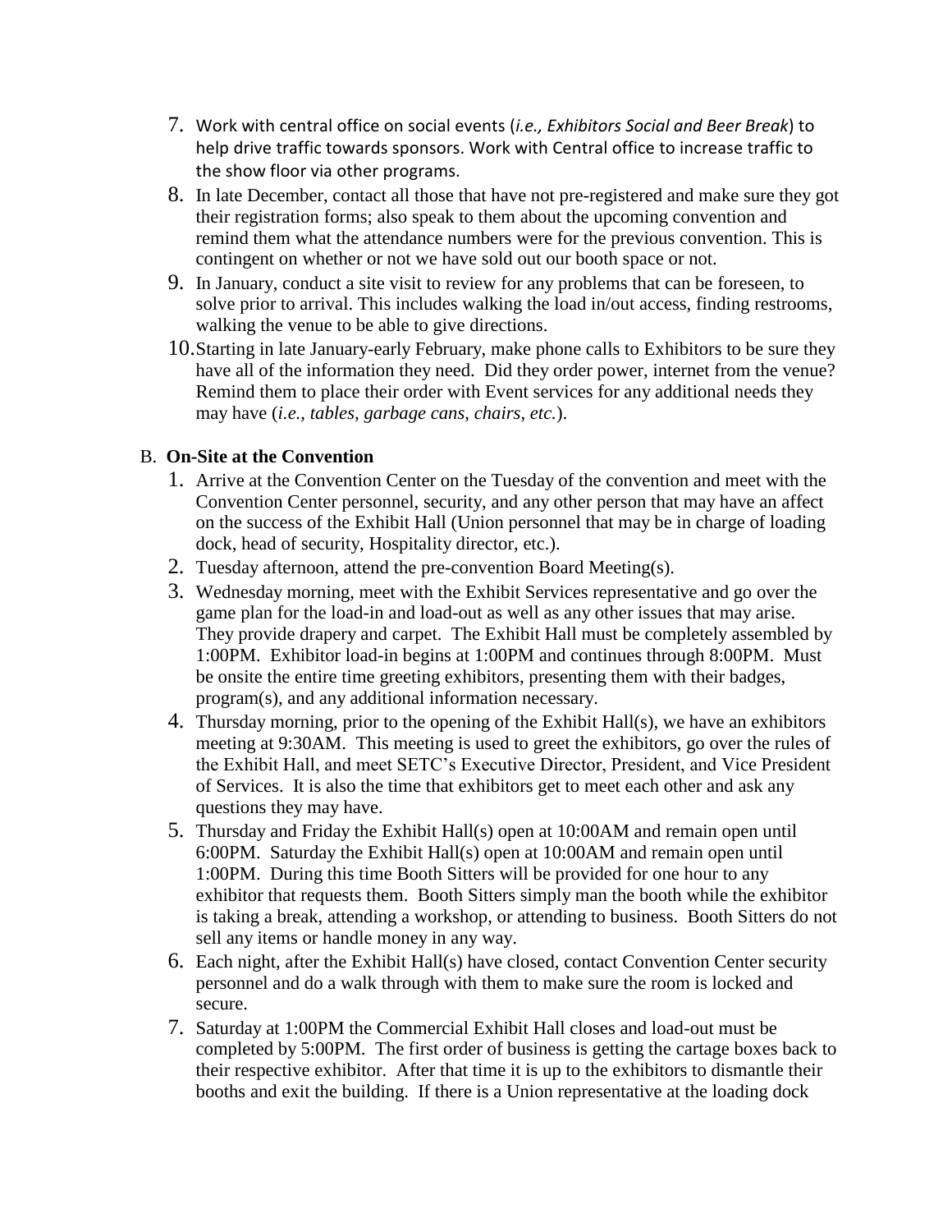7. Work with central office on social events (*i.e., Exhibitors Social and Beer Break*) to help drive traffic towards sponsors. Work with Central office to increase traffic to the show floor via other programs.
8. In late December, contact all those that have not pre-registered and make sure they got their registration forms; also speak to them about the upcoming convention and remind them what the attendance numbers were for the previous convention. This is contingent on whether or not we have sold out our booth space or not.
9. In January, conduct a site visit to review for any problems that can be foreseen, to solve prior to arrival. This includes walking the load in/out access, finding restrooms, walking the venue to be able to give directions.
10. Starting in late January-early February, make phone calls to Exhibitors to be sure they have all of the information they need. Did they order power, internet from the venue? Remind them to place their order with Event services for any additional needs they may have (*i.e., tables, garbage cans, chairs, etc.*).

B. **On-Site at the Convention**

1. Arrive at the Convention Center on the Tuesday of the convention and meet with the Convention Center personnel, security, and any other person that may have an affect on the success of the Exhibit Hall (Union personnel that may be in charge of loading dock, head of security, Hospitality director, etc.).
2. Tuesday afternoon, attend the pre-convention Board Meeting(s).
3. Wednesday morning, meet with the Exhibit Services representative and go over the game plan for the load-in and load-out as well as any other issues that may arise. They provide drapery and carpet. The Exhibit Hall must be completely assembled by 1:00PM. Exhibitor load-in begins at 1:00PM and continues through 8:00PM. Must be onsite the entire time greeting exhibitors, presenting them with their badges, program(s), and any additional information necessary.
4. Thursday morning, prior to the opening of the Exhibit Hall(s), we have an exhibitors meeting at 9:30AM. This meeting is used to greet the exhibitors, go over the rules of the Exhibit Hall, and meet SETC's Executive Director, President, and Vice President of Services. It is also the time that exhibitors get to meet each other and ask any questions they may have.
5. Thursday and Friday the Exhibit Hall(s) open at 10:00AM and remain open until 6:00PM. Saturday the Exhibit Hall(s) open at 10:00AM and remain open until 1:00PM. During this time Booth Sitters will be provided for one hour to any exhibitor that requests them. Booth Sitters simply man the booth while the exhibitor is taking a break, attending a workshop, or attending to business. Booth Sitters do not sell any items or handle money in any way.
6. Each night, after the Exhibit Hall(s) have closed, contact Convention Center security personnel and do a walk through with them to make sure the room is locked and secure.
7. Saturday at 1:00PM the Commercial Exhibit Hall closes and load-out must be completed by 5:00PM. The first order of business is getting the cartage boxes back to their respective exhibitor. After that time it is up to the exhibitors to dismantle their booths and exit the building. If there is a Union representative at the loading dock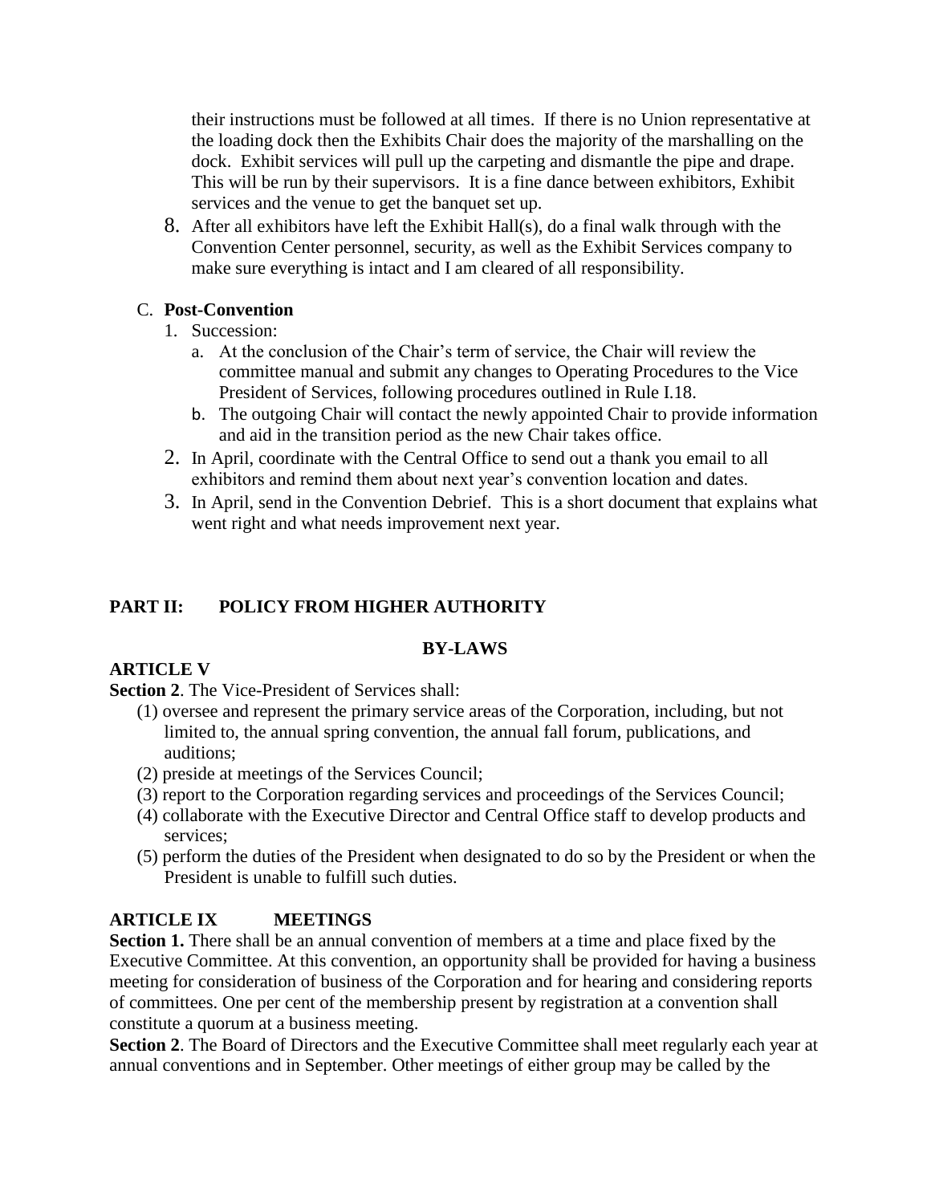their instructions must be followed at all times. If there is no Union representative at the loading dock then the Exhibits Chair does the majority of the marshalling on the dock. Exhibit services will pull up the carpeting and dismantle the pipe and drape. This will be run by their supervisors. It is a fine dance between exhibitors, Exhibit services and the venue to get the banquet set up.

8. After all exhibitors have left the Exhibit Hall(s), do a final walk through with the Convention Center personnel, security, as well as the Exhibit Services company to make sure everything is intact and I am cleared of all responsibility.

C. **Post-Convention**

1. Succession:
   a. At the conclusion of the Chair's term of service, the Chair will review the committee manual and submit any changes to Operating Procedures to the Vice President of Services, following procedures outlined in Rule I.18.
   b. The outgoing Chair will contact the newly appointed Chair to provide information and aid in the transition period as the new Chair takes office.
2. In April, coordinate with the Central Office to send out a thank you email to all exhibitors and remind them about next year's convention location and dates.
3. In April, send in the Convention Debrief. This is a short document that explains what went right and what needs improvement next year.

## PART II: POLICY FROM HIGHER AUTHORITY

### BY-LAWS

**ARTICLE V**

**Section 2**. The Vice-President of Services shall:

(1) oversee and represent the primary service areas of the Corporation, including, but not limited to, the annual spring convention, the annual fall forum, publications, and auditions;
(2) preside at meetings of the Services Council;
(3) report to the Corporation regarding services and proceedings of the Services Council;
(4) collaborate with the Executive Director and Central Office staff to develop products and services;
(5) perform the duties of the President when designated to do so by the President or when the President is unable to fulfill such duties.

**ARTICLE IX MEETINGS**

**Section 1.** There shall be an annual convention of members at a time and place fixed by the Executive Committee. At this convention, an opportunity shall be provided for having a business meeting for consideration of business of the Corporation and for hearing and considering reports of committees. One per cent of the membership present by registration at a convention shall constitute a quorum at a business meeting.

**Section 2**. The Board of Directors and the Executive Committee shall meet regularly each year at annual conventions and in September. Other meetings of either group may be called by the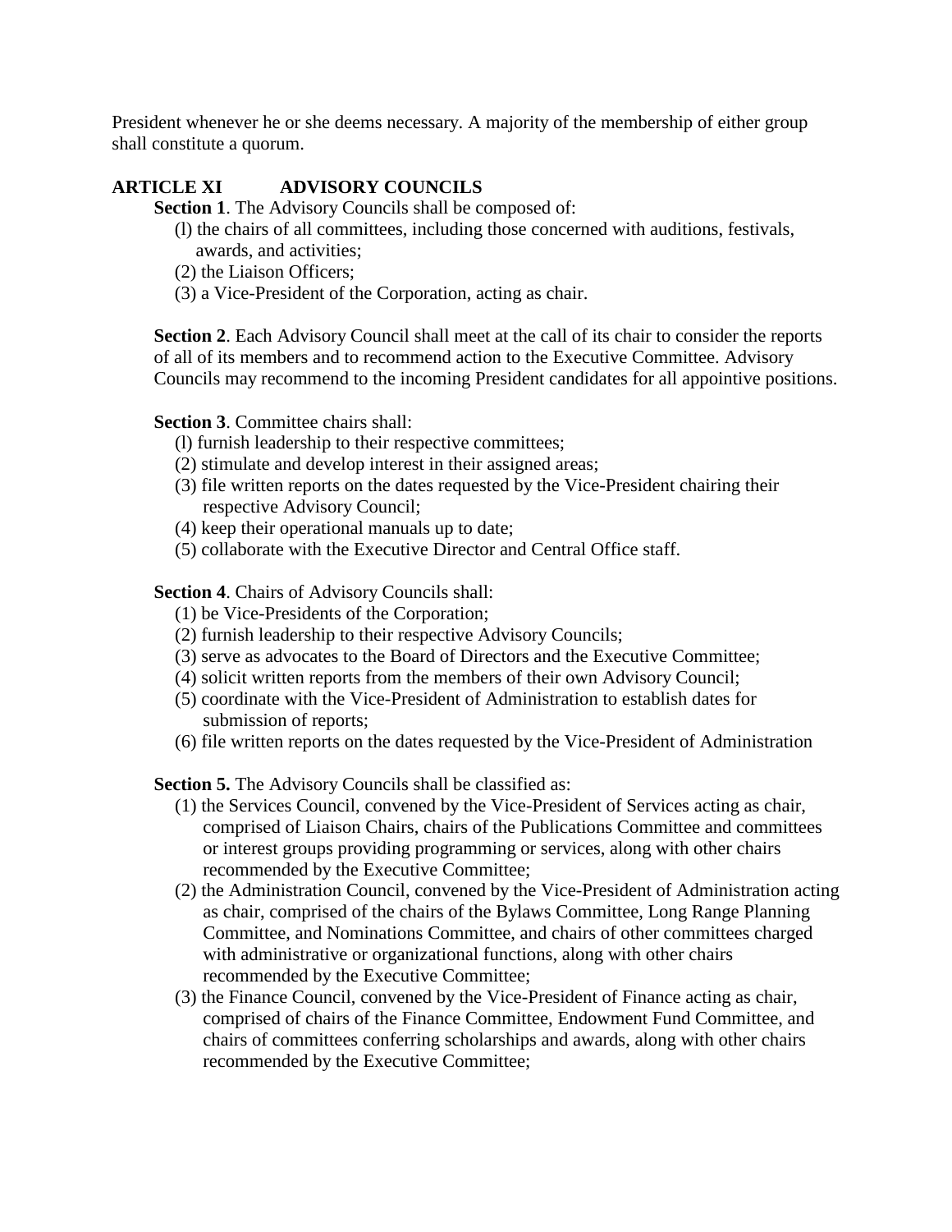President whenever he or she deems necessary. A majority of the membership of either group shall constitute a quorum.

## ARTICLE XI ADVISORY COUNCILS

**Section 1**. The Advisory Councils shall be composed of:

(l) the chairs of all committees, including those concerned with auditions, festivals, awards, and activities;
(2) the Liaison Officers;
(3) a Vice-President of the Corporation, acting as chair.

**Section 2**. Each Advisory Council shall meet at the call of its chair to consider the reports of all of its members and to recommend action to the Executive Committee. Advisory Councils may recommend to the incoming President candidates for all appointive positions.

**Section 3**. Committee chairs shall:

(l) furnish leadership to their respective committees;
(2) stimulate and develop interest in their assigned areas;
(3) file written reports on the dates requested by the Vice-President chairing their respective Advisory Council;
(4) keep their operational manuals up to date;
(5) collaborate with the Executive Director and Central Office staff.

**Section 4**. Chairs of Advisory Councils shall:

(1) be Vice-Presidents of the Corporation;
(2) furnish leadership to their respective Advisory Councils;
(3) serve as advocates to the Board of Directors and the Executive Committee;
(4) solicit written reports from the members of their own Advisory Council;
(5) coordinate with the Vice-President of Administration to establish dates for submission of reports;
(6) file written reports on the dates requested by the Vice-President of Administration

**Section 5.** The Advisory Councils shall be classified as:

(1) the Services Council, convened by the Vice-President of Services acting as chair, comprised of Liaison Chairs, chairs of the Publications Committee and committees or interest groups providing programming or services, along with other chairs recommended by the Executive Committee;
(2) the Administration Council, convened by the Vice-President of Administration acting as chair, comprised of the chairs of the Bylaws Committee, Long Range Planning Committee, and Nominations Committee, and chairs of other committees charged with administrative or organizational functions, along with other chairs recommended by the Executive Committee;
(3) the Finance Council, convened by the Vice-President of Finance acting as chair, comprised of chairs of the Finance Committee, Endowment Fund Committee, and chairs of committees conferring scholarships and awards, along with other chairs recommended by the Executive Committee;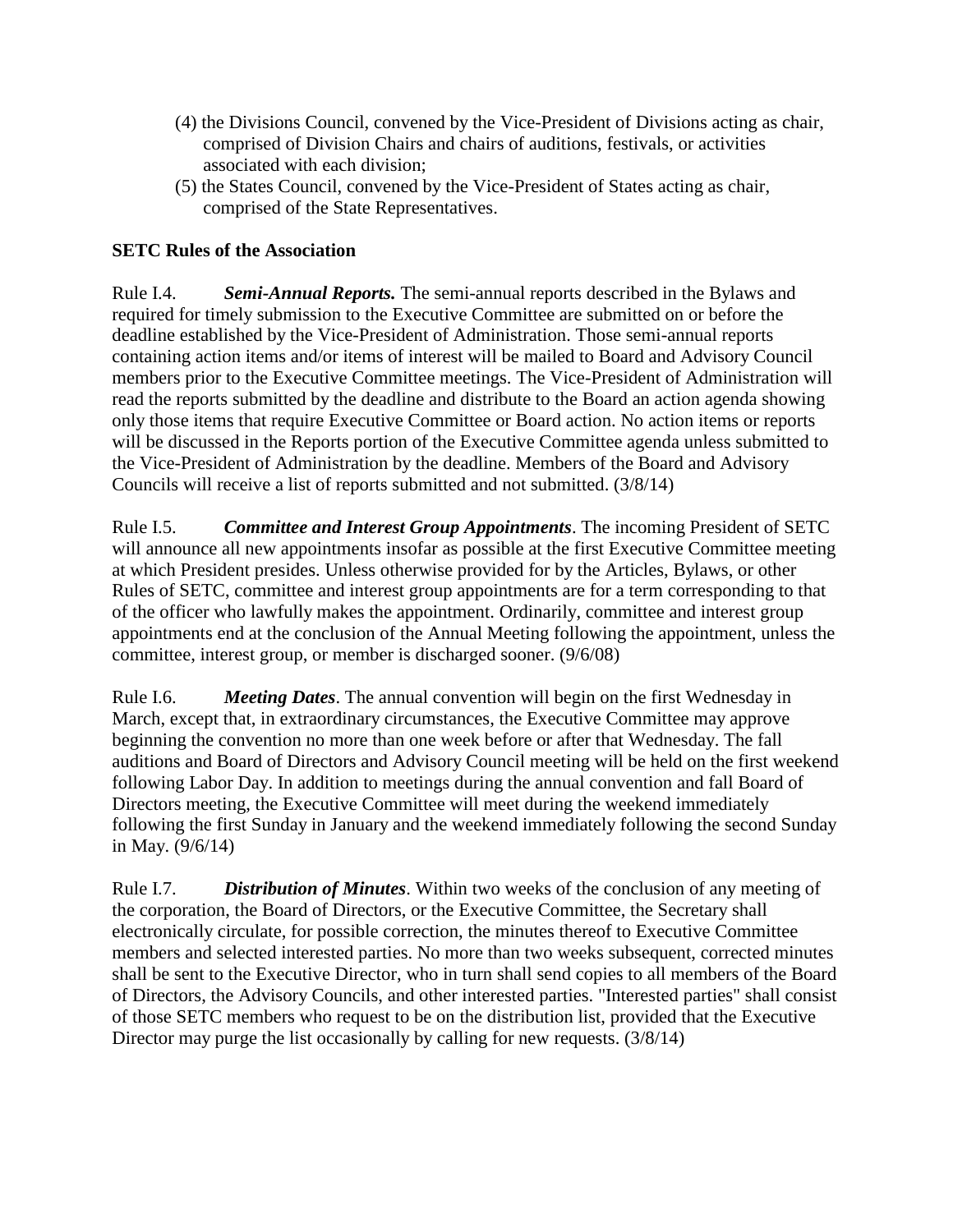(4) the Divisions Council, convened by the Vice-President of Divisions acting as chair, comprised of Division Chairs and chairs of auditions, festivals, or activities associated with each division;

(5) the States Council, convened by the Vice-President of States acting as chair, comprised of the State Representatives.

**SETC Rules of the Association**

Rule I.4. ***Semi-Annual Reports.*** The semi-annual reports described in the Bylaws and required for timely submission to the Executive Committee are submitted on or before the deadline established by the Vice-President of Administration. Those semi-annual reports containing action items and/or items of interest will be mailed to Board and Advisory Council members prior to the Executive Committee meetings. The Vice-President of Administration will read the reports submitted by the deadline and distribute to the Board an action agenda showing only those items that require Executive Committee or Board action. No action items or reports will be discussed in the Reports portion of the Executive Committee agenda unless submitted to the Vice-President of Administration by the deadline. Members of the Board and Advisory Councils will receive a list of reports submitted and not submitted. (3/8/14)

Rule I.5. ***Committee and Interest Group Appointments***. The incoming President of SETC will announce all new appointments insofar as possible at the first Executive Committee meeting at which President presides. Unless otherwise provided for by the Articles, Bylaws, or other Rules of SETC, committee and interest group appointments are for a term corresponding to that of the officer who lawfully makes the appointment. Ordinarily, committee and interest group appointments end at the conclusion of the Annual Meeting following the appointment, unless the committee, interest group, or member is discharged sooner. (9/6/08)

Rule I.6. ***Meeting Dates***. The annual convention will begin on the first Wednesday in March, except that, in extraordinary circumstances, the Executive Committee may approve beginning the convention no more than one week before or after that Wednesday. The fall auditions and Board of Directors and Advisory Council meeting will be held on the first weekend following Labor Day. In addition to meetings during the annual convention and fall Board of Directors meeting, the Executive Committee will meet during the weekend immediately following the first Sunday in January and the weekend immediately following the second Sunday in May. (9/6/14)

Rule I.7. ***Distribution of Minutes***. Within two weeks of the conclusion of any meeting of the corporation, the Board of Directors, or the Executive Committee, the Secretary shall electronically circulate, for possible correction, the minutes thereof to Executive Committee members and selected interested parties. No more than two weeks subsequent, corrected minutes shall be sent to the Executive Director, who in turn shall send copies to all members of the Board of Directors, the Advisory Councils, and other interested parties. "Interested parties" shall consist of those SETC members who request to be on the distribution list, provided that the Executive Director may purge the list occasionally by calling for new requests. (3/8/14)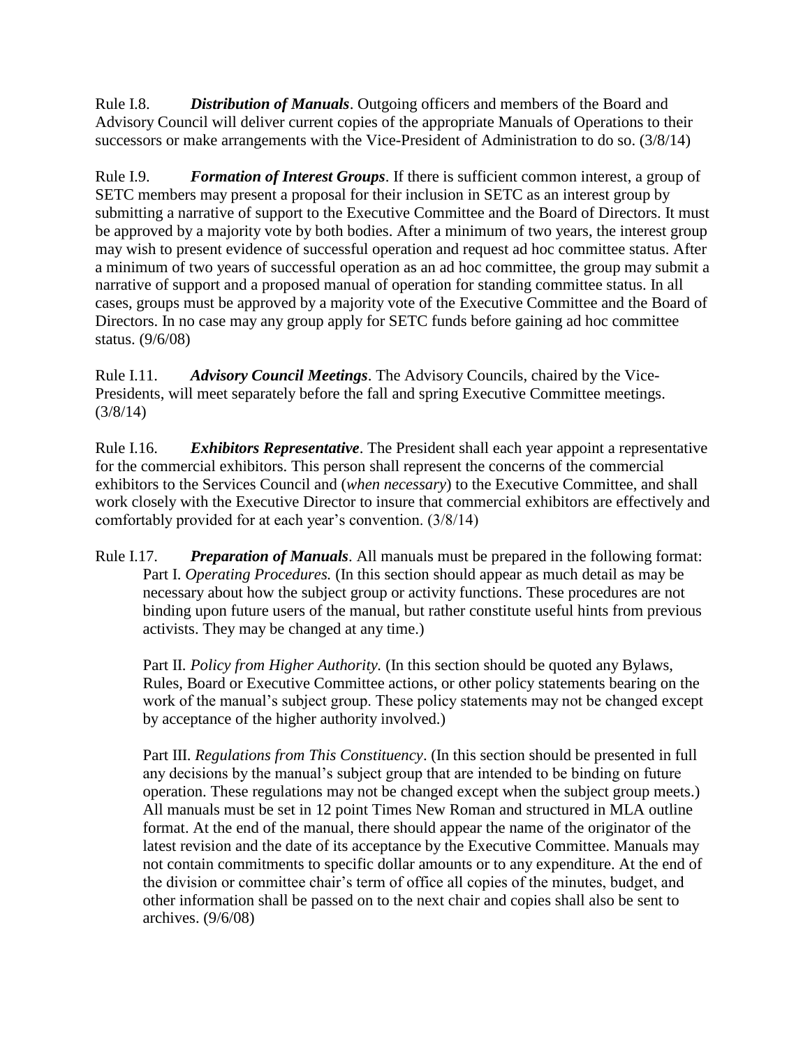Rule I.8. ***Distribution of Manuals***. Outgoing officers and members of the Board and Advisory Council will deliver current copies of the appropriate Manuals of Operations to their successors or make arrangements with the Vice-President of Administration to do so. (3/8/14)

Rule I.9. ***Formation of Interest Groups***. If there is sufficient common interest, a group of SETC members may present a proposal for their inclusion in SETC as an interest group by submitting a narrative of support to the Executive Committee and the Board of Directors. It must be approved by a majority vote by both bodies. After a minimum of two years, the interest group may wish to present evidence of successful operation and request ad hoc committee status. After a minimum of two years of successful operation as an ad hoc committee, the group may submit a narrative of support and a proposed manual of operation for standing committee status. In all cases, groups must be approved by a majority vote of the Executive Committee and the Board of Directors. In no case may any group apply for SETC funds before gaining ad hoc committee status. (9/6/08)

Rule I.11. ***Advisory Council Meetings***. The Advisory Councils, chaired by the Vice-Presidents, will meet separately before the fall and spring Executive Committee meetings. (3/8/14)

Rule I.16. ***Exhibitors Representative***. The President shall each year appoint a representative for the commercial exhibitors. This person shall represent the concerns of the commercial exhibitors to the Services Council and (*when necessary*) to the Executive Committee, and shall work closely with the Executive Director to insure that commercial exhibitors are effectively and comfortably provided for at each year's convention. (3/8/14)

Rule I.17. ***Preparation of Manuals***. All manuals must be prepared in the following format:

Part I. *Operating Procedures.* (In this section should appear as much detail as may be necessary about how the subject group or activity functions. These procedures are not binding upon future users of the manual, but rather constitute useful hints from previous activists. They may be changed at any time.)

Part II. *Policy from Higher Authority.* (In this section should be quoted any Bylaws, Rules, Board or Executive Committee actions, or other policy statements bearing on the work of the manual's subject group. These policy statements may not be changed except by acceptance of the higher authority involved.)

Part III. *Regulations from This Constituency*. (In this section should be presented in full any decisions by the manual's subject group that are intended to be binding on future operation. These regulations may not be changed except when the subject group meets.) All manuals must be set in 12 point Times New Roman and structured in MLA outline format. At the end of the manual, there should appear the name of the originator of the latest revision and the date of its acceptance by the Executive Committee. Manuals may not contain commitments to specific dollar amounts or to any expenditure. At the end of the division or committee chair's term of office all copies of the minutes, budget, and other information shall be passed on to the next chair and copies shall also be sent to archives. (9/6/08)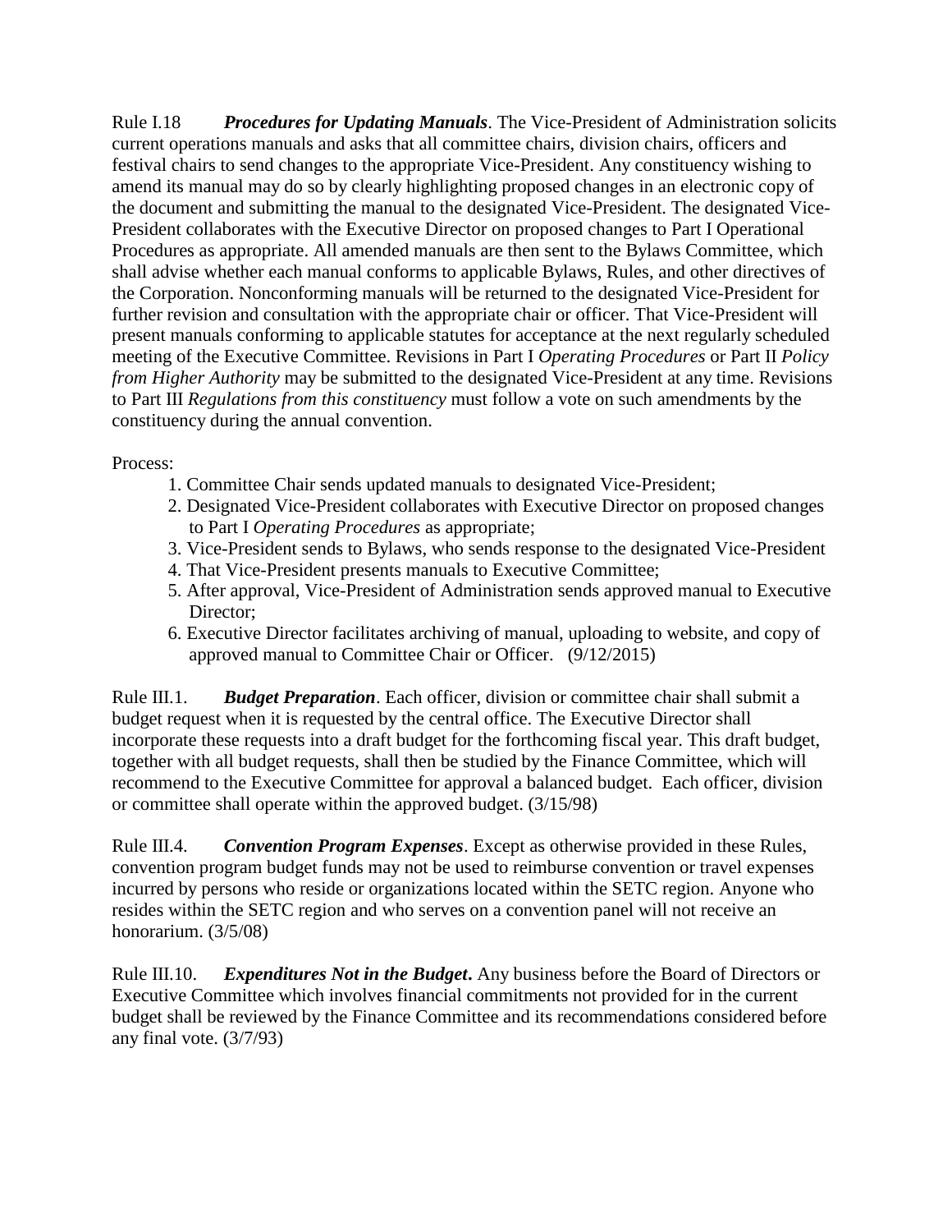Rule I.18 ***Procedures for Updating Manuals***. The Vice-President of Administration solicits current operations manuals and asks that all committee chairs, division chairs, officers and festival chairs to send changes to the appropriate Vice-President. Any constituency wishing to amend its manual may do so by clearly highlighting proposed changes in an electronic copy of the document and submitting the manual to the designated Vice-President. The designated Vice-President collaborates with the Executive Director on proposed changes to Part I Operational Procedures as appropriate. All amended manuals are then sent to the Bylaws Committee, which shall advise whether each manual conforms to applicable Bylaws, Rules, and other directives of the Corporation. Nonconforming manuals will be returned to the designated Vice-President for further revision and consultation with the appropriate chair or officer. That Vice-President will present manuals conforming to applicable statutes for acceptance at the next regularly scheduled meeting of the Executive Committee. Revisions in Part I *Operating Procedures* or Part II *Policy from Higher Authority* may be submitted to the designated Vice-President at any time. Revisions to Part III *Regulations from this constituency* must follow a vote on such amendments by the constituency during the annual convention.

Process:

1. Committee Chair sends updated manuals to designated Vice-President;
2. Designated Vice-President collaborates with Executive Director on proposed changes to Part I *Operating Procedures* as appropriate;
3. Vice-President sends to Bylaws, who sends response to the designated Vice-President
4. That Vice-President presents manuals to Executive Committee;
5. After approval, Vice-President of Administration sends approved manual to Executive Director;
6. Executive Director facilitates archiving of manual, uploading to website, and copy of approved manual to Committee Chair or Officer. (9/12/2015)

Rule III.1. ***Budget Preparation***. Each officer, division or committee chair shall submit a budget request when it is requested by the central office. The Executive Director shall incorporate these requests into a draft budget for the forthcoming fiscal year. This draft budget, together with all budget requests, shall then be studied by the Finance Committee, which will recommend to the Executive Committee for approval a balanced budget. Each officer, division or committee shall operate within the approved budget. (3/15/98)

Rule III.4. ***Convention Program Expenses***. Except as otherwise provided in these Rules, convention program budget funds may not be used to reimburse convention or travel expenses incurred by persons who reside or organizations located within the SETC region. Anyone who resides within the SETC region and who serves on a convention panel will not receive an honorarium. (3/5/08)

Rule III.10. ***Expenditures Not in the Budget*.** Any business before the Board of Directors or Executive Committee which involves financial commitments not provided for in the current budget shall be reviewed by the Finance Committee and its recommendations considered before any final vote. (3/7/93)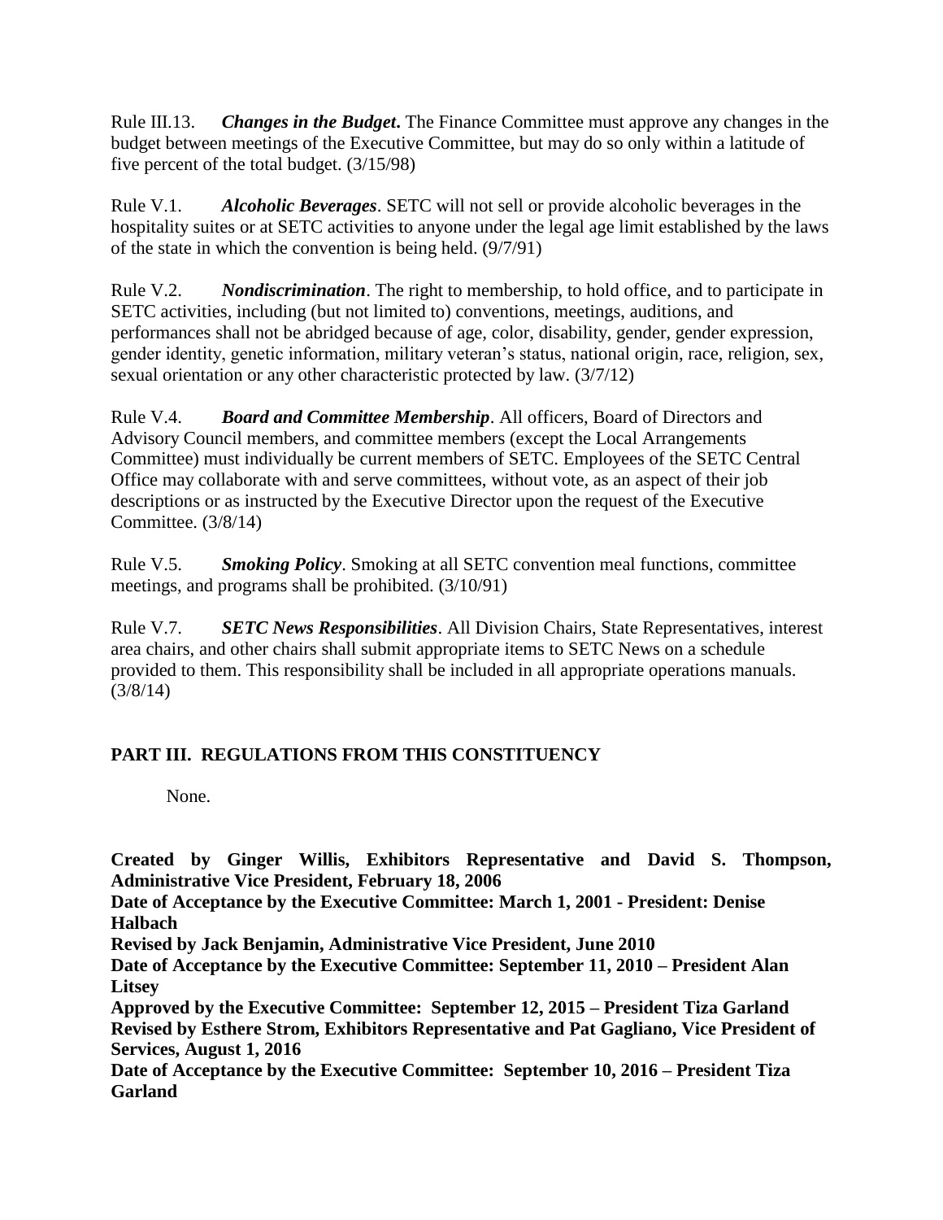Rule III.13. ***Changes in the Budget***. The Finance Committee must approve any changes in the budget between meetings of the Executive Committee, but may do so only within a latitude of five percent of the total budget. (3/15/98)

Rule V.1. ***Alcoholic Beverages***. SETC will not sell or provide alcoholic beverages in the hospitality suites or at SETC activities to anyone under the legal age limit established by the laws of the state in which the convention is being held. (9/7/91)

Rule V.2. ***Nondiscrimination***. The right to membership, to hold office, and to participate in SETC activities, including (but not limited to) conventions, meetings, auditions, and performances shall not be abridged because of age, color, disability, gender, gender expression, gender identity, genetic information, military veteran's status, national origin, race, religion, sex, sexual orientation or any other characteristic protected by law. (3/7/12)

Rule V.4. ***Board and Committee Membership***. All officers, Board of Directors and Advisory Council members, and committee members (except the Local Arrangements Committee) must individually be current members of SETC. Employees of the SETC Central Office may collaborate with and serve committees, without vote, as an aspect of their job descriptions or as instructed by the Executive Director upon the request of the Executive Committee. (3/8/14)

Rule V.5. ***Smoking Policy***. Smoking at all SETC convention meal functions, committee meetings, and programs shall be prohibited. (3/10/91)

Rule V.7. ***SETC News Responsibilities***. All Division Chairs, State Representatives, interest area chairs, and other chairs shall submit appropriate items to SETC News on a schedule provided to them. This responsibility shall be included in all appropriate operations manuals. (3/8/14)

## PART III. REGULATIONS FROM THIS CONSTITUENCY

None.

**Created by Ginger Willis, Exhibitors Representative and David S. Thompson, Administrative Vice President, February 18, 2006**
**Date of Acceptance by the Executive Committee: March 1, 2001 - President: Denise Halbach**
**Revised by Jack Benjamin, Administrative Vice President, June 2010**
**Date of Acceptance by the Executive Committee: September 11, 2010 – President Alan Litsey**
**Approved by the Executive Committee: September 12, 2015 – President Tiza Garland**
**Revised by Esthere Strom, Exhibitors Representative and Pat Gagliano, Vice President of Services, August 1, 2016**
**Date of Acceptance by the Executive Committee: September 10, 2016 – President Tiza Garland**